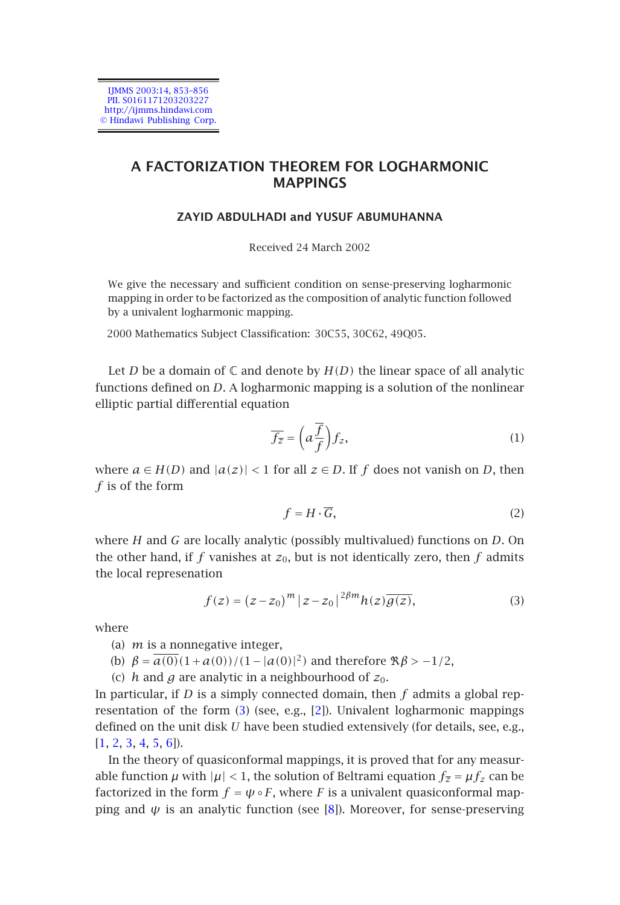# A FACTORIZATION THEOREM FOR LOGHARMONIC MAPPINGS

**ZAYID ABDULHADI and YUSUF ABUMUHANNA**

Received 24 March 2002

We give the necessary and sufficient condition on sense-preserving logharmonic mapping in order to be factorized as the composition of analytic function followed by a univalent logharmonic mapping.

2000 Mathematics Subject Classification: 30C55, 30C62, 49Q05.

Let $D$ be a domain of $\mathbb{C}$ and denote by $H(D)$ the linear space of all analytic functions defined on $D$. A logharmonic mapping is a solution of the nonlinear elliptic partial differential equation

$$\overline{f_{\bar{z}}} = \left(a\frac{\overline{f}}{f}\right) f_z, \tag{1}$$

where $a \in H(D)$ and $|a(z)| < 1$ for all $z \in D$. If $f$ does not vanish on $D$, then $f$ is of the form

$$f = H \cdot \overline{G}, \tag{2}$$

where $H$ and $G$ are locally analytic (possibly multivalued) functions on $D$. On the other hand, if $f$ vanishes at $z_0$, but is not identically zero, then $f$ admits the local represenation

$$f(z) = (z - z_0)^m |z - z_0|^{2\beta m} h(z)\overline{g(z)}, \tag{3}$$

where

(a) $m$ is a nonnegative integer,

(b) $\beta = \overline{a(0)}(1 + a(0))/(1 - |a(0)|^2)$ and therefore $\Re\beta > -1/2$,

(c) $h$ and $g$ are analytic in a neighbourhood of $z_0$.

In particular, if $D$ is a simply connected domain, then $f$ admits a global representation of the form (3) (see, e.g., [2]). Univalent logharmonic mappings defined on the unit disk $U$ have been studied extensively (for details, see, e.g., [1, 2, 3, 4, 5, 6]).

In the theory of quasiconformal mappings, it is proved that for any measurable function $\mu$ with $|\mu| < 1$, the solution of Beltrami equation $f_{\bar{z}} = \mu f_z$ can be factorized in the form $f = \psi \circ F$, where $F$ is a univalent quasiconformal mapping and $\psi$ is an analytic function (see [8]). Moreover, for sense-preserving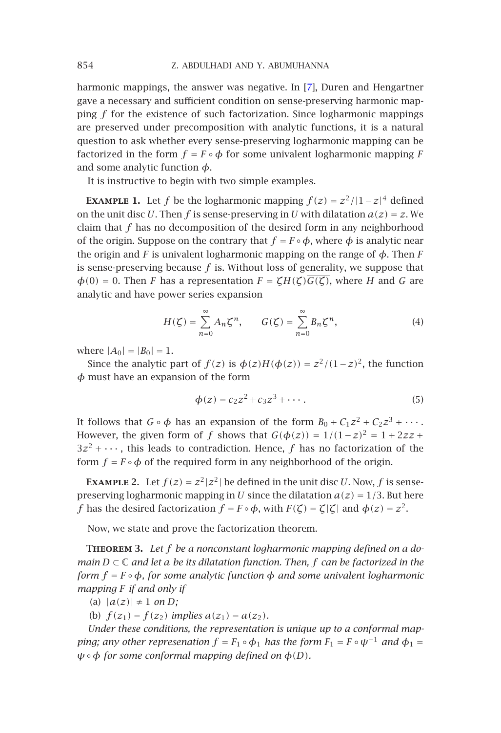harmonic mappings, the answer was negative. In [7], Duren and Hengartner gave a necessary and sufficient condition on sense-preserving harmonic mapping $f$ for the existence of such factorization. Since logharmonic mappings are preserved under precomposition with analytic functions, it is a natural question to ask whether every sense-preserving logharmonic mapping can be factorized in the form $f = F \circ \phi$ for some univalent logharmonic mapping $F$ and some analytic function $\phi$.

It is instructive to begin with two simple examples.

**Example 1.** Let $f$ be the logharmonic mapping $f(z) = z^2/|1-z|^4$ defined on the unit disc $U$. Then $f$ is sense-preserving in $U$ with dilatation $a(z) = z$. We claim that $f$ has no decomposition of the desired form in any neighborhood of the origin. Suppose on the contrary that $f = F \circ \phi$, where $\phi$ is analytic near the origin and $F$ is univalent logharmonic mapping on the range of $\phi$. Then $F$ is sense-preserving because $f$ is. Without loss of generality, we suppose that $\phi(0) = 0$. Then $F$ has a representation $F = \zeta H(\zeta)\overline{G(\zeta)}$, where $H$ and $G$ are analytic and have power series expansion

$$H(\zeta) = \sum_{n=0}^{\infty} A_n \zeta^n, \qquad G(\zeta) = \sum_{n=0}^{\infty} B_n \zeta^n, \tag{4}$$

where $|A_0| = |B_0| = 1$.

Since the analytic part of $f(z)$ is $\phi(z)H(\phi(z)) = z^2/(1-z)^2$, the function $\phi$ must have an expansion of the form

$$\phi(z) = c_2 z^2 + c_3 z^3 + \cdots. \tag{5}$$

It follows that $G \circ \phi$ has an expansion of the form $B_0 + C_1 z^2 + C_2 z^3 + \cdots$. However, the given form of $f$ shows that $G(\phi(z)) = 1/(1-z)^2 = 1 + 2zz + 3z^2 + \cdots$, this leads to contradiction. Hence, $f$ has no factorization of the form $f = F \circ \phi$ of the required form in any neighborhood of the origin.

**Example 2.** Let $f(z) = z^2|z^2|$ be defined in the unit disc $U$. Now, $f$ is sense-preserving logharmonic mapping in $U$ since the dilatation $a(z) = 1/3$. But here $f$ has the desired factorization $f = F \circ \phi$, with $F(\zeta) = \zeta|\zeta|$ and $\phi(z) = z^2$.

Now, we state and prove the factorization theorem.

**Theorem 3.** *Let $f$ be a nonconstant logharmonic mapping defined on a domain $D \subset \mathbb{C}$ and let $a$ be its dilatation function. Then, $f$ can be factorized in the form $f = F \circ \phi$, for some analytic function $\phi$ and some univalent logharmonic mapping $F$ if and only if*

(a) $|a(z)| \neq 1$ *on $D$;*

(b) $f(z_1) = f(z_2)$ *implies* $a(z_1) = a(z_2)$.

*Under these conditions, the representation is unique up to a conformal mapping; any other represenation $f = F_1 \circ \phi_1$ has the form $F_1 = F \circ \psi^{-1}$ and $\phi_1 = \psi \circ \phi$ for some conformal mapping defined on $\phi(D)$.*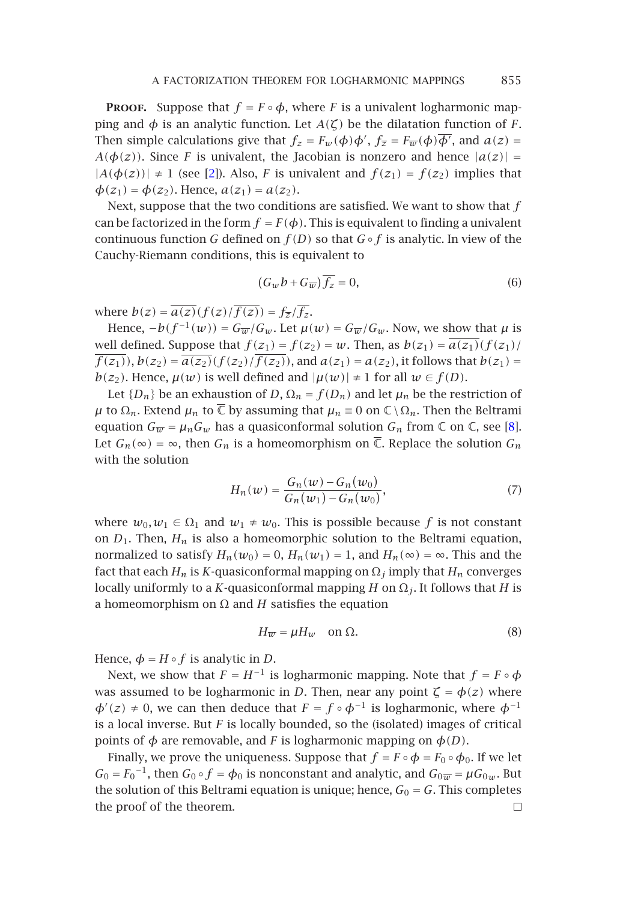**Proof.** Suppose that $f = F \circ \phi$, where $F$ is a univalent logharmonic mapping and $\phi$ is an analytic function. Let $A(\zeta)$ be the dilatation function of $F$. Then simple calculations give that $f_z = F_w(\phi)\phi'$, $f_{\overline{z}} = F_{\overline{w}}(\phi)\overline{\phi'}$, and $a(z) = A(\phi(z))$. Since $F$ is univalent, the Jacobian is nonzero and hence $|a(z)| = |A(\phi(z))| \neq 1$ (see [2]). Also, $F$ is univalent and $f(z_1) = f(z_2)$ implies that $\phi(z_1) = \phi(z_2)$. Hence, $a(z_1) = a(z_2)$.

Next, suppose that the two conditions are satisfied. We want to show that $f$ can be factorized in the form $f = F(\phi)$. This is equivalent to finding a univalent continuous function $G$ defined on $f(D)$ so that $G \circ f$ is analytic. In view of the Cauchy-Riemann conditions, this is equivalent to

$$(G_w b + G_{\overline{w}})\overline{f_z} = 0, \tag{6}$$

where $b(z) = \overline{a(z)}(f(z)/\overline{f(z)}) = f_{\overline{z}}/\overline{f_z}$.

Hence, $-b(f^{-1}(w)) = G_{\overline{w}}/G_w$. Let $\mu(w) = G_{\overline{w}}/G_w$. Now, we show that $\mu$ is well defined. Suppose that $f(z_1) = f(z_2) = w$. Then, as $b(z_1) = \overline{a(z_1)}(f(z_1)/\overline{f(z_1)})$, $b(z_2) = \overline{a(z_2)}(f(z_2)/\overline{f(z_2)})$, and $a(z_1) = a(z_2)$, it follows that $b(z_1) = b(z_2)$. Hence, $\mu(w)$ is well defined and $|\mu(w)| \neq 1$ for all $w \in f(D)$.

Let $\{D_n\}$ be an exhaustion of $D$, $\Omega_n = f(D_n)$ and let $\mu_n$ be the restriction of $\mu$ to $\Omega_n$. Extend $\mu_n$ to $\overline{\mathbb{C}}$ by assuming that $\mu_n \equiv 0$ on $\mathbb{C} \setminus \Omega_n$. Then the Beltrami equation $G_{\overline{w}} = \mu_n G_w$ has a quasiconformal solution $G_n$ from $\mathbb{C}$ on $\mathbb{C}$, see [8]. Let $G_n(\infty) = \infty$, then $G_n$ is a homeomorphism on $\overline{\mathbb{C}}$. Replace the solution $G_n$ with the solution

$$H_n(w) = \frac{G_n(w) - G_n(w_0)}{G_n(w_1) - G_n(w_0)}, \tag{7}$$

where $w_0, w_1 \in \Omega_1$ and $w_1 \neq w_0$. This is possible because $f$ is not constant on $D_1$. Then, $H_n$ is also a homeomorphic solution to the Beltrami equation, normalized to satisfy $H_n(w_0) = 0$, $H_n(w_1) = 1$, and $H_n(\infty) = \infty$. This and the fact that each $H_n$ is $K$-quasiconformal mapping on $\Omega_j$ imply that $H_n$ converges locally uniformly to a $K$-quasiconformal mapping $H$ on $\Omega_j$. It follows that $H$ is a homeomorphism on $\Omega$ and $H$ satisfies the equation

$$H_{\overline{w}} = \mu H_w \quad \text{on } \Omega. \tag{8}$$

Hence, $\phi = H \circ f$ is analytic in $D$.

Next, we show that $F = H^{-1}$ is logharmonic mapping. Note that $f = F \circ \phi$ was assumed to be logharmonic in $D$. Then, near any point $\zeta = \phi(z)$ where $\phi'(z) \neq 0$, we can then deduce that $F = f \circ \phi^{-1}$ is logharmonic, where $\phi^{-1}$ is a local inverse. But $F$ is locally bounded, so the (isolated) images of critical points of $\phi$ are removable, and $F$ is logharmonic mapping on $\phi(D)$.

Finally, we prove the uniqueness. Suppose that $f = F \circ \phi = F_0 \circ \phi_0$. If we let $G_0 = F_0{}^{-1}$, then $G_0 \circ f = \phi_0$ is nonconstant and analytic, and $G_{0\overline{w}} = \mu G_{0w}$. But the solution of this Beltrami equation is unique; hence, $G_0 = G$. This completes the proof of the theorem. □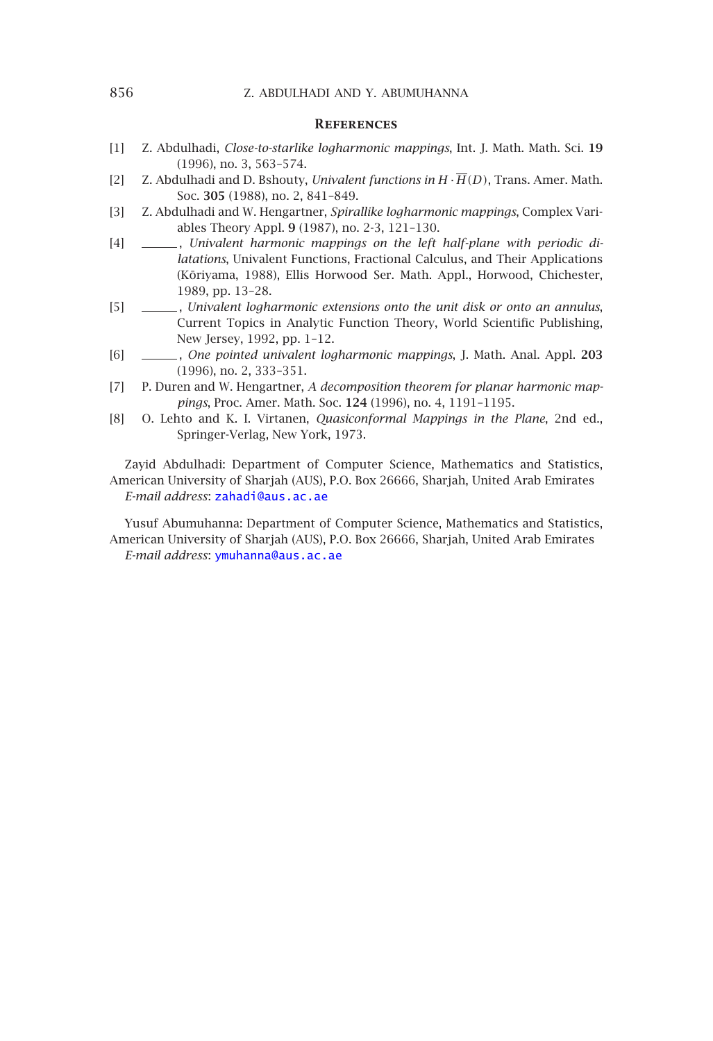## References

[1] Z. Abdulhadi, *Close-to-starlike logharmonic mappings*, Int. J. Math. Math. Sci. **19** (1996), no. 3, 563–574.

[2] Z. Abdulhadi and D. Bshouty, *Univalent functions in $H \cdot \overline{H}(D)$*, Trans. Amer. Math. Soc. **305** (1988), no. 2, 841–849.

[3] Z. Abdulhadi and W. Hengartner, *Spirallike logharmonic mappings*, Complex Variables Theory Appl. **9** (1987), no. 2-3, 121–130.

[4] ______, *Univalent harmonic mappings on the left half-plane with periodic dilatations*, Univalent Functions, Fractional Calculus, and Their Applications (Kōriyama, 1988), Ellis Horwood Ser. Math. Appl., Horwood, Chichester, 1989, pp. 13–28.

[5] ______, *Univalent logharmonic extensions onto the unit disk or onto an annulus*, Current Topics in Analytic Function Theory, World Scientific Publishing, New Jersey, 1992, pp. 1–12.

[6] ______, *One pointed univalent logharmonic mappings*, J. Math. Anal. Appl. **203** (1996), no. 2, 333–351.

[7] P. Duren and W. Hengartner, *A decomposition theorem for planar harmonic mappings*, Proc. Amer. Math. Soc. **124** (1996), no. 4, 1191–1195.

[8] O. Lehto and K. I. Virtanen, *Quasiconformal Mappings in the Plane*, 2nd ed., Springer-Verlag, New York, 1973.

Zayid Abdulhadi: Department of Computer Science, Mathematics and Statistics, American University of Sharjah (AUS), P.O. Box 26666, Sharjah, United Arab Emirates
*E-mail address*: zahadi@aus.ac.ae

Yusuf Abumuhanna: Department of Computer Science, Mathematics and Statistics, American University of Sharjah (AUS), P.O. Box 26666, Sharjah, United Arab Emirates
*E-mail address*: ymuhanna@aus.ac.ae